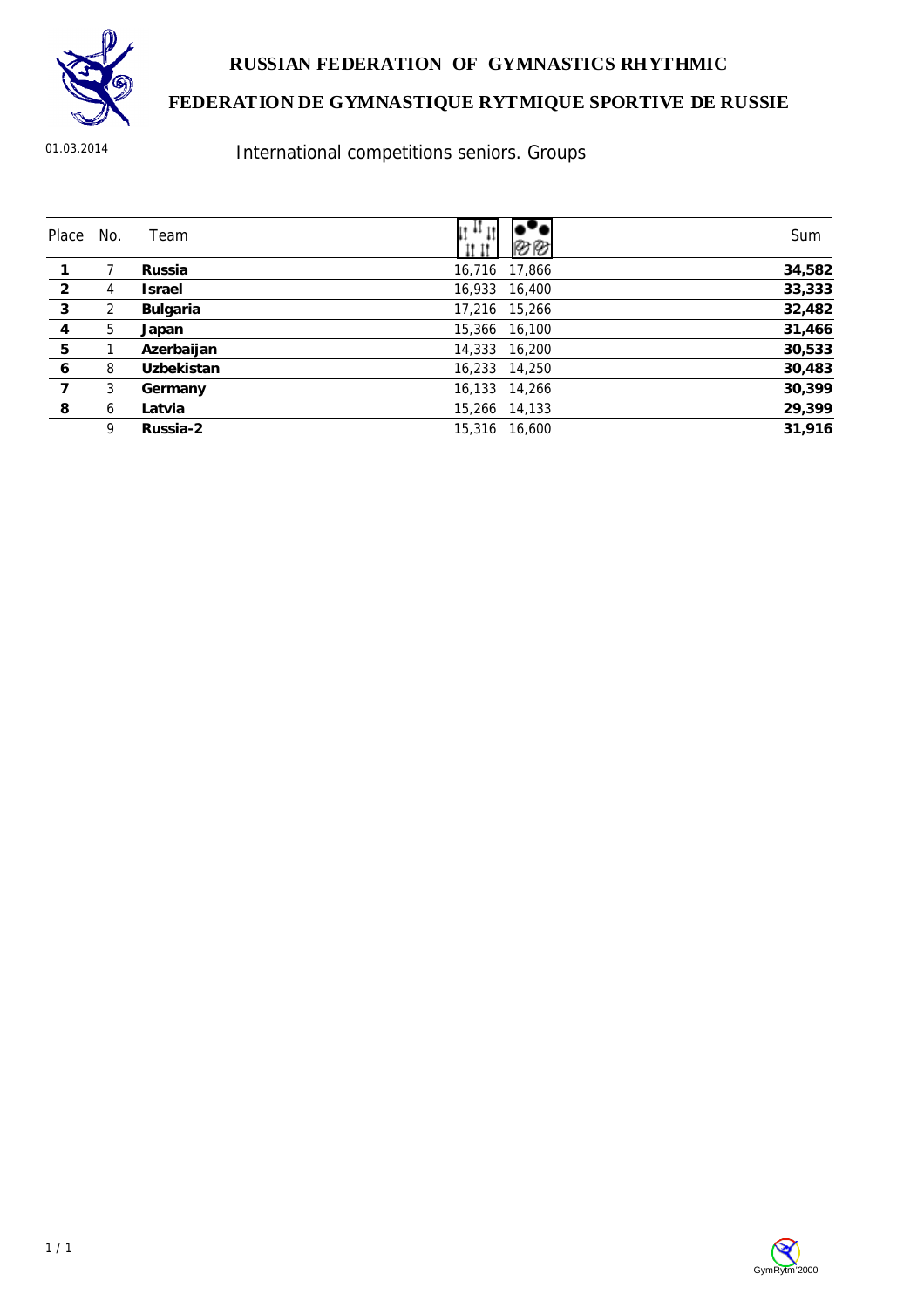# RUSSIAN FEDERATION OF GYMNASTICS RHYTHMIC

# FEDERATION DE GYMNASTIQUE RYTMIQUE SPORTIVE DE RUSSIE

01.03.2014

## International competitions seniors. Groups

| Place | No. | Team | | | Sum |
|---|---|---|---|---|---|
| **1** | 7 | **Russia** | 16,716 | 17,866 | **34,582** |
| **2** | 4 | **Israel** | 16,933 | 16,400 | **33,333** |
| **3** | 2 | **Bulgaria** | 17,216 | 15,266 | **32,482** |
| **4** | 5 | **Japan** | 15,366 | 16,100 | **31,466** |
| **5** | 1 | **Azerbaijan** | 14,333 | 16,200 | **30,533** |
| **6** | 8 | **Uzbekistan** | 16,233 | 14,250 | **30,483** |
| **7** | 3 | **Germany** | 16,133 | 14,266 | **30,399** |
| **8** | 6 | **Latvia** | 15,266 | 14,133 | **29,399** |
| | 9 | **Russia-2** | 15,316 | 16,600 | **31,916** |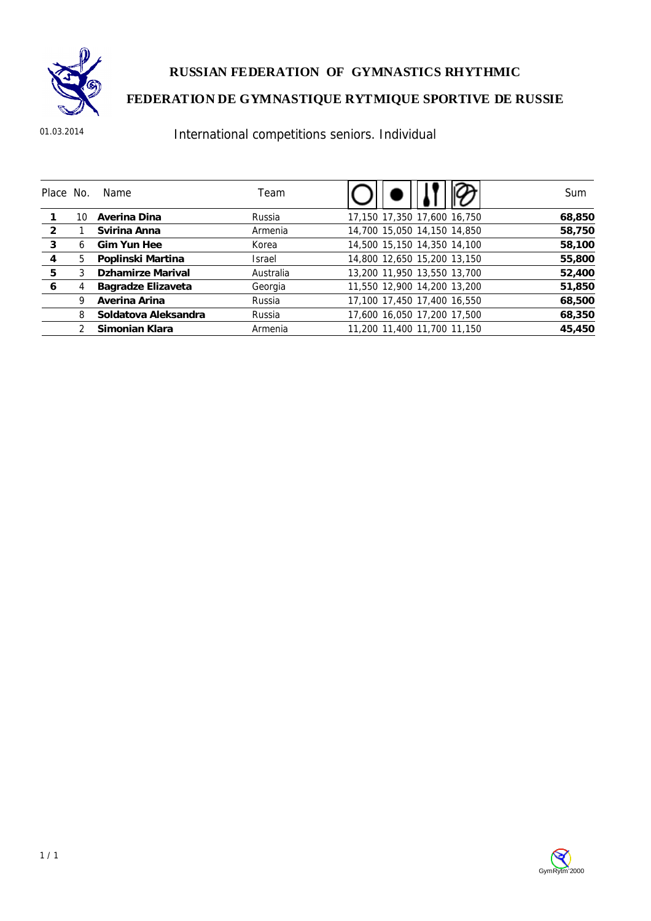# RUSSIAN FEDERATION OF GYMNASTICS RHYTHMIC

# FEDERATION DE GYMNASTIQUE RYTMIQUE SPORTIVE DE RUSSIE

01.03.2014

## International competitions seniors. Individual

| Place | No. | Name | Team | Hoop | Ball | Clubs | Ribbon | Sum |
|---|---|---|---|---|---|---|---|---|
| **1** | 10 | **Averina Dina** | Russia | 17,150 | 17,350 | 17,600 | 16,750 | **68,850** |
| **2** | 1 | **Svirina Anna** | Armenia | 14,700 | 15,050 | 14,150 | 14,850 | **58,750** |
| **3** | 6 | **Gim Yun Hee** | Korea | 14,500 | 15,150 | 14,350 | 14,100 | **58,100** |
| **4** | 5 | **Poplinski Martina** | Israel | 14,800 | 12,650 | 15,200 | 13,150 | **55,800** |
| **5** | 3 | **Dzhamirze Marival** | Australia | 13,200 | 11,950 | 13,550 | 13,700 | **52,400** |
| **6** | 4 | **Bagradze Elizaveta** | Georgia | 11,550 | 12,900 | 14,200 | 13,200 | **51,850** |
| | 9 | **Averina Arina** | Russia | 17,100 | 17,450 | 17,400 | 16,550 | **68,500** |
| | 8 | **Soldatova Aleksandra** | Russia | 17,600 | 16,050 | 17,200 | 17,500 | **68,350** |
| | 2 | **Simonian Klara** | Armenia | 11,200 | 11,400 | 11,700 | 11,150 | **45,450** |

GymRytm'2000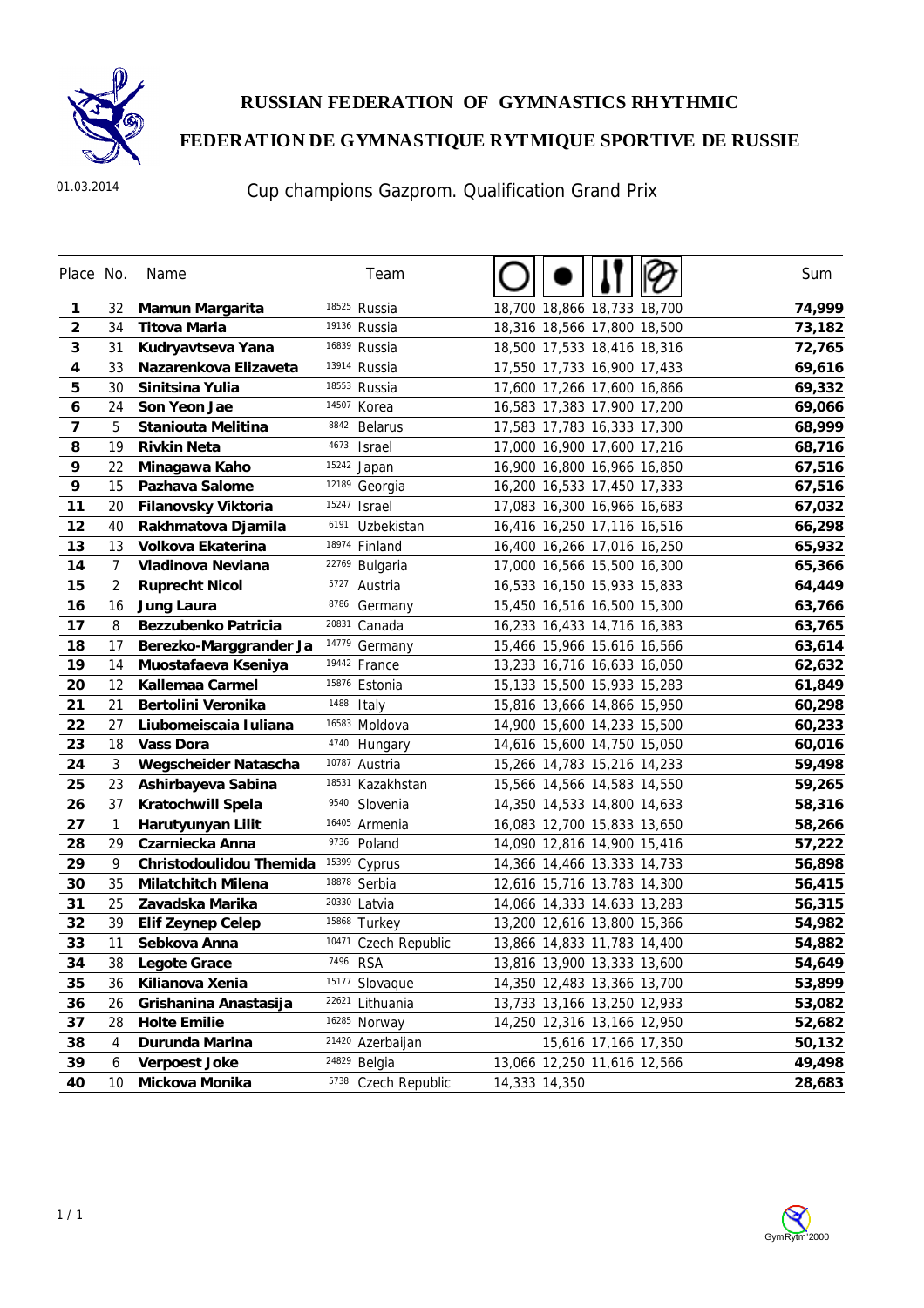**RUSSIAN FEDERATION OF GYMNASTICS RHYTHMIC**

**FEDERATION DE GYMNASTIQUE RYTMIQUE SPORTIVE DE RUSSIE**

01.03.2014

## Cup champions Gazprom. Qualification Grand Prix

| Place | No. | Name | Team | | | | | Sum |
|---|---|---|---|---|---|---|---|---|
| **1** | 32 | **Mamun Margarita** | 18525 Russia | 18,700 | 18,866 | 18,733 | 18,700 | **74,999** |
| **2** | 34 | **Titova Maria** | 19136 Russia | 18,316 | 18,566 | 17,800 | 18,500 | **73,182** |
| **3** | 31 | **Kudryavtseva Yana** | 16839 Russia | 18,500 | 17,533 | 18,416 | 18,316 | **72,765** |
| **4** | 33 | **Nazarenkova Elizaveta** | 13914 Russia | 17,550 | 17,733 | 16,900 | 17,433 | **69,616** |
| **5** | 30 | **Sinitsina Yulia** | 18553 Russia | 17,600 | 17,266 | 17,600 | 16,866 | **69,332** |
| **6** | 24 | **Son Yeon Jae** | 14507 Korea | 16,583 | 17,383 | 17,900 | 17,200 | **69,066** |
| **7** | 5 | **Staniouta Melitina** | 8842 Belarus | 17,583 | 17,783 | 16,333 | 17,300 | **68,999** |
| **8** | 19 | **Rivkin Neta** | 4673 Israel | 17,000 | 16,900 | 17,600 | 17,216 | **68,716** |
| **9** | 22 | **Minagawa Kaho** | 15242 Japan | 16,900 | 16,800 | 16,966 | 16,850 | **67,516** |
| **9** | 15 | **Pazhava Salome** | 12189 Georgia | 16,200 | 16,533 | 17,450 | 17,333 | **67,516** |
| **11** | 20 | **Filanovsky Viktoria** | 15247 Israel | 17,083 | 16,300 | 16,966 | 16,683 | **67,032** |
| **12** | 40 | **Rakhmatova Djamila** | 6191 Uzbekistan | 16,416 | 16,250 | 17,116 | 16,516 | **66,298** |
| **13** | 13 | **Volkova Ekaterina** | 18974 Finland | 16,400 | 16,266 | 17,016 | 16,250 | **65,932** |
| **14** | 7 | **Vladinova Neviana** | 22769 Bulgaria | 17,000 | 16,566 | 15,500 | 16,300 | **65,366** |
| **15** | 2 | **Ruprecht Nicol** | 5727 Austria | 16,533 | 16,150 | 15,933 | 15,833 | **64,449** |
| **16** | 16 | **Jung Laura** | 8786 Germany | 15,450 | 16,516 | 16,500 | 15,300 | **63,766** |
| **17** | 8 | **Bezzubenko Patricia** | 20831 Canada | 16,233 | 16,433 | 14,716 | 16,383 | **63,765** |
| **18** | 17 | **Berezko-Marggrander Ja** | 14779 Germany | 15,466 | 15,966 | 15,616 | 16,566 | **63,614** |
| **19** | 14 | **Muostafaeva Kseniya** | 19442 France | 13,233 | 16,716 | 16,633 | 16,050 | **62,632** |
| **20** | 12 | **Kallemaa Carmel** | 15876 Estonia | 15,133 | 15,500 | 15,933 | 15,283 | **61,849** |
| **21** | 21 | **Bertolini Veronika** | 1488 Italy | 15,816 | 13,666 | 14,866 | 15,950 | **60,298** |
| **22** | 27 | **Liubomeiscaia Iuliana** | 16583 Moldova | 14,900 | 15,600 | 14,233 | 15,500 | **60,233** |
| **23** | 18 | **Vass Dora** | 4740 Hungary | 14,616 | 15,600 | 14,750 | 15,050 | **60,016** |
| **24** | 3 | **Wegscheider Natascha** | 10787 Austria | 15,266 | 14,783 | 15,216 | 14,233 | **59,498** |
| **25** | 23 | **Ashirbayeva Sabina** | 18531 Kazakhstan | 15,566 | 14,566 | 14,583 | 14,550 | **59,265** |
| **26** | 37 | **Kratochwill Spela** | 9540 Slovenia | 14,350 | 14,533 | 14,800 | 14,633 | **58,316** |
| **27** | 1 | **Harutyunyan Lilit** | 16405 Armenia | 16,083 | 12,700 | 15,833 | 13,650 | **58,266** |
| **28** | 29 | **Czarniecka Anna** | 9736 Poland | 14,090 | 12,816 | 14,900 | 15,416 | **57,222** |
| **29** | 9 | **Christodoulidou Themida** | 15399 Cyprus | 14,366 | 14,466 | 13,333 | 14,733 | **56,898** |
| **30** | 35 | **Milatchitch Milena** | 18878 Serbia | 12,616 | 15,716 | 13,783 | 14,300 | **56,415** |
| **31** | 25 | **Zavadska Marika** | 20330 Latvia | 14,066 | 14,333 | 14,633 | 13,283 | **56,315** |
| **32** | 39 | **Elif Zeynep Celep** | 15868 Turkey | 13,200 | 12,616 | 13,800 | 15,366 | **54,982** |
| **33** | 11 | **Sebkova Anna** | 10471 Czech Republic | 13,866 | 14,833 | 11,783 | 14,400 | **54,882** |
| **34** | 38 | **Legote Grace** | 7496 RSA | 13,816 | 13,900 | 13,333 | 13,600 | **54,649** |
| **35** | 36 | **Kilianova Xenia** | 15177 Slovaque | 14,350 | 12,483 | 13,366 | 13,700 | **53,899** |
| **36** | 26 | **Grishanina Anastasija** | 22621 Lithuania | 13,733 | 13,166 | 13,250 | 12,933 | **53,082** |
| **37** | 28 | **Holte Emilie** | 16285 Norway | 14,250 | 12,316 | 13,166 | 12,950 | **52,682** |
| **38** | 4 | **Durunda Marina** | 21420 Azerbaijan | | 15,616 | 17,166 | 17,350 | **50,132** |
| **39** | 6 | **Verpoest Joke** | 24829 Belgia | 13,066 | 12,250 | 11,616 | 12,566 | **49,498** |
| **40** | 10 | **Mickova Monika** | 5738 Czech Republic | 14,333 | 14,350 | | | **28,683** |